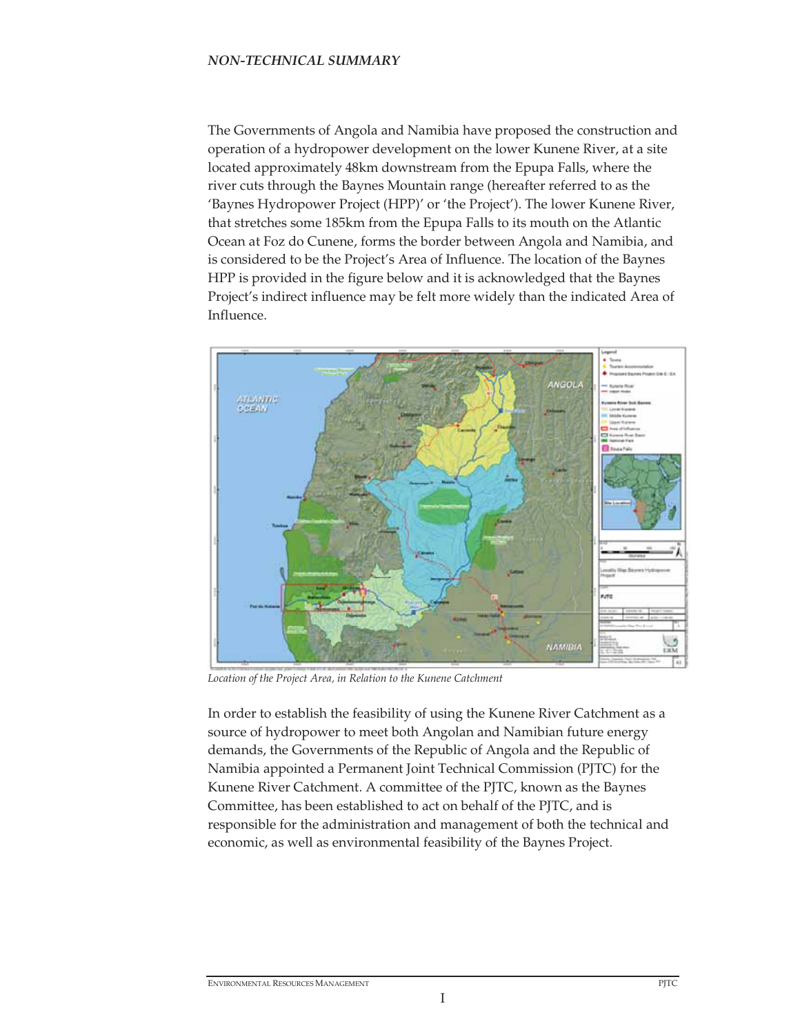*NON-TECHNICAL SUMMARY*

The Governments of Angola and Namibia have proposed the construction and operation of a hydropower development on the lower Kunene River, at a site located approximately 48km downstream from the Epupa Falls, where the river cuts through the Baynes Mountain range (hereafter referred to as the 'Baynes Hydropower Project (HPP)' or 'the Project'). The lower Kunene River, that stretches some 185km from the Epupa Falls to its mouth on the Atlantic Ocean at Foz do Cunene, forms the border between Angola and Namibia, and is considered to be the Project's Area of Influence. The location of the Baynes HPP is provided in the figure below and it is acknowledged that the Baynes Project's indirect influence may be felt more widely than the indicated Area of Influence.

*Location of the Project Area, in Relation to the Kunene Catchment*

In order to establish the feasibility of using the Kunene River Catchment as a source of hydropower to meet both Angolan and Namibian future energy demands, the Governments of the Republic of Angola and the Republic of Namibia appointed a Permanent Joint Technical Commission (PJTC) for the Kunene River Catchment. A committee of the PJTC, known as the Baynes Committee, has been established to act on behalf of the PJTC, and is responsible for the administration and management of both the technical and economic, as well as environmental feasibility of the Baynes Project.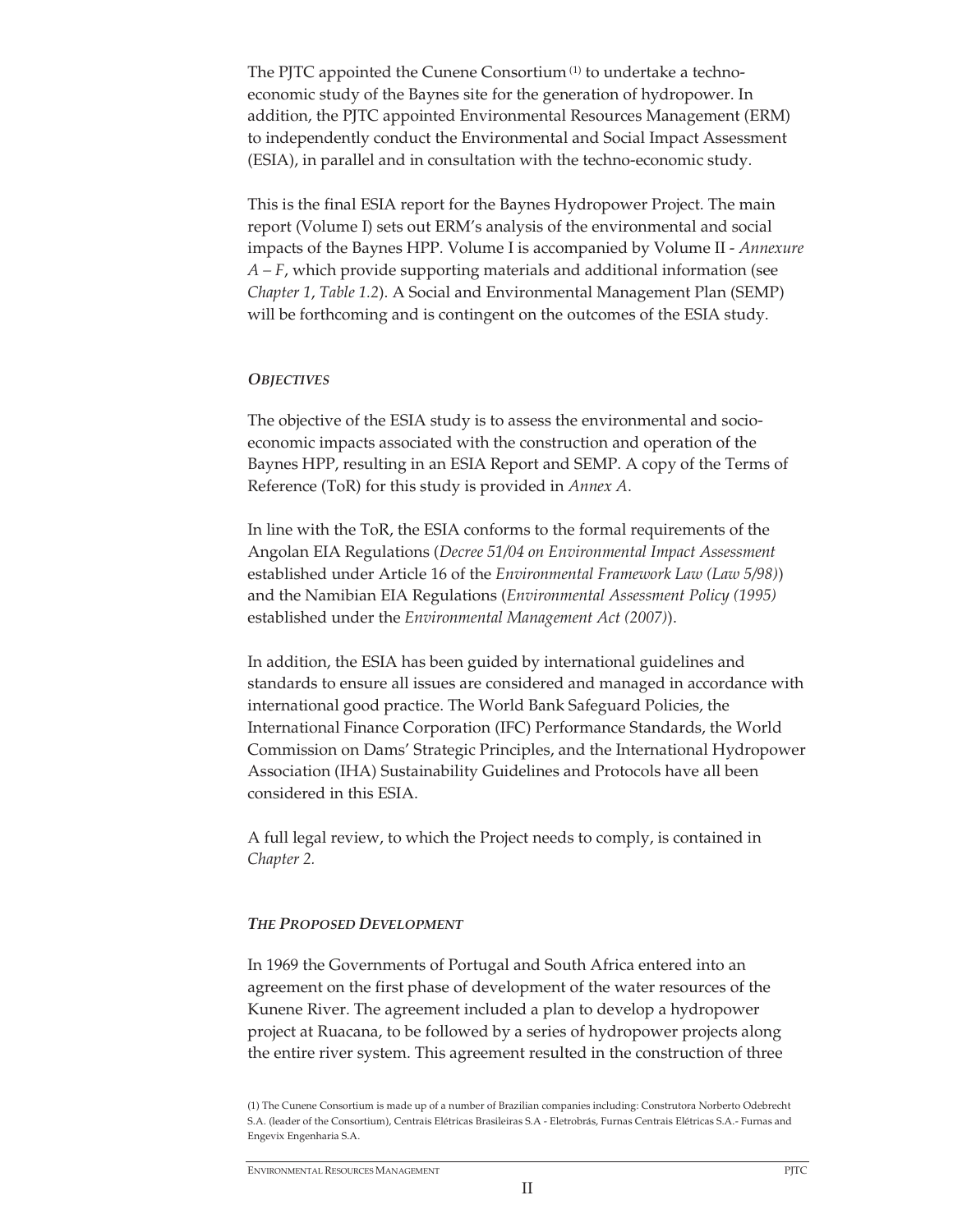The PJTC appointed the Cunene Consortium [1] to undertake a techno-economic study of the Baynes site for the generation of hydropower. In addition, the PJTC appointed Environmental Resources Management (ERM) to independently conduct the Environmental and Social Impact Assessment (ESIA), in parallel and in consultation with the techno-economic study.

This is the final ESIA report for the Baynes Hydropower Project. The main report (Volume I) sets out ERM's analysis of the environmental and social impacts of the Baynes HPP. Volume I is accompanied by Volume II - *Annexure A – F*, which provide supporting materials and additional information (see *Chapter 1*, *Table 1.2*). A Social and Environmental Management Plan (SEMP) will be forthcoming and is contingent on the outcomes of the ESIA study.

### *OBJECTIVES*

The objective of the ESIA study is to assess the environmental and socio-economic impacts associated with the construction and operation of the Baynes HPP, resulting in an ESIA Report and SEMP. A copy of the Terms of Reference (ToR) for this study is provided in *Annex A.*

In line with the ToR, the ESIA conforms to the formal requirements of the Angolan EIA Regulations (*Decree 51/04 on Environmental Impact Assessment* established under Article 16 of the *Environmental Framework Law (Law 5/98)*) and the Namibian EIA Regulations (*Environmental Assessment Policy (1995)* established under the *Environmental Management Act (2007)*).

In addition, the ESIA has been guided by international guidelines and standards to ensure all issues are considered and managed in accordance with international good practice. The World Bank Safeguard Policies, the International Finance Corporation (IFC) Performance Standards, the World Commission on Dams' Strategic Principles, and the International Hydropower Association (IHA) Sustainability Guidelines and Protocols have all been considered in this ESIA.

A full legal review, to which the Project needs to comply, is contained in *Chapter 2.*

### *THE PROPOSED DEVELOPMENT*

In 1969 the Governments of Portugal and South Africa entered into an agreement on the first phase of development of the water resources of the Kunene River. The agreement included a plan to develop a hydropower project at Ruacana, to be followed by a series of hydropower projects along the entire river system. This agreement resulted in the construction of three

(1) The Cunene Consortium is made up of a number of Brazilian companies including: Construtora Norberto Odebrecht S.A. (leader of the Consortium), Centrais Elétricas Brasileiras S.A - Eletrobrás, Furnas Centrais Elétricas S.A.- Furnas and Engevix Engenharia S.A.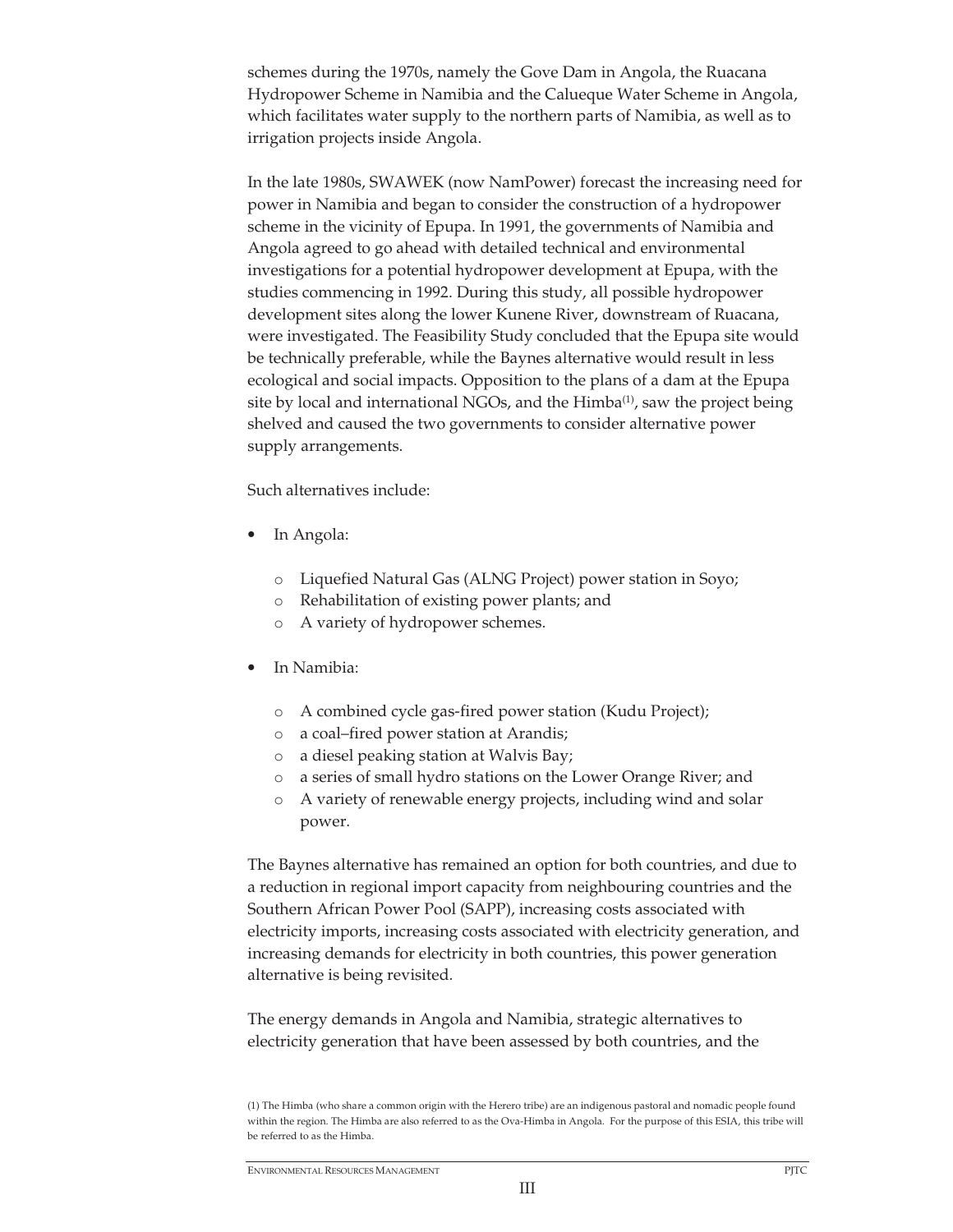schemes during the 1970s, namely the Gove Dam in Angola, the Ruacana Hydropower Scheme in Namibia and the Calueque Water Scheme in Angola, which facilitates water supply to the northern parts of Namibia, as well as to irrigation projects inside Angola.

In the late 1980s, SWAWEK (now NamPower) forecast the increasing need for power in Namibia and began to consider the construction of a hydropower scheme in the vicinity of Epupa. In 1991, the governments of Namibia and Angola agreed to go ahead with detailed technical and environmental investigations for a potential hydropower development at Epupa, with the studies commencing in 1992. During this study, all possible hydropower development sites along the lower Kunene River, downstream of Ruacana, were investigated. The Feasibility Study concluded that the Epupa site would be technically preferable, while the Baynes alternative would result in less ecological and social impacts. Opposition to the plans of a dam at the Epupa site by local and international NGOs, and the Himba[(1)], saw the project being shelved and caused the two governments to consider alternative power supply arrangements.

Such alternatives include:

- In Angola:
  - Liquefied Natural Gas (ALNG Project) power station in Soyo;
  - Rehabilitation of existing power plants; and
  - A variety of hydropower schemes.
- In Namibia:
  - A combined cycle gas-fired power station (Kudu Project);
  - a coal–fired power station at Arandis;
  - a diesel peaking station at Walvis Bay;
  - a series of small hydro stations on the Lower Orange River; and
  - A variety of renewable energy projects, including wind and solar power.

The Baynes alternative has remained an option for both countries, and due to a reduction in regional import capacity from neighbouring countries and the Southern African Power Pool (SAPP), increasing costs associated with electricity imports, increasing costs associated with electricity generation, and increasing demands for electricity in both countries, this power generation alternative is being revisited.

The energy demands in Angola and Namibia, strategic alternatives to electricity generation that have been assessed by both countries, and the

(1) The Himba (who share a common origin with the Herero tribe) are an indigenous pastoral and nomadic people found within the region. The Himba are also referred to as the Ova-Himba in Angola. For the purpose of this ESIA, this tribe will be referred to as the Himba.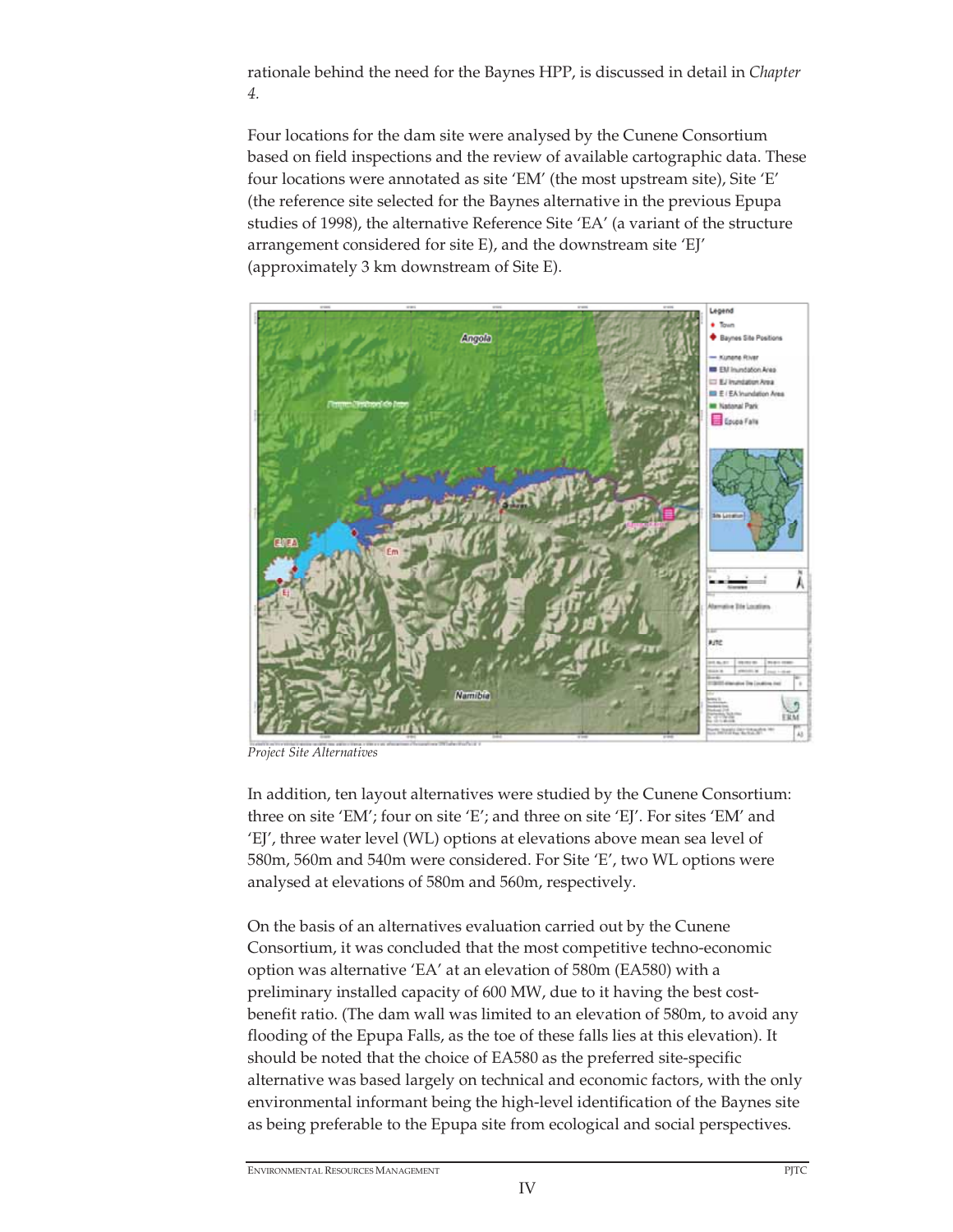rationale behind the need for the Baynes HPP, is discussed in detail in *Chapter 4.*

Four locations for the dam site were analysed by the Cunene Consortium based on field inspections and the review of available cartographic data. These four locations were annotated as site 'EM' (the most upstream site), Site 'E' (the reference site selected for the Baynes alternative in the previous Epupa studies of 1998), the alternative Reference Site 'EA' (a variant of the structure arrangement considered for site E), and the downstream site 'EJ' (approximately 3 km downstream of Site E).

*Project Site Alternatives*

In addition, ten layout alternatives were studied by the Cunene Consortium: three on site 'EM'; four on site 'E'; and three on site 'EJ'. For sites 'EM' and 'EJ', three water level (WL) options at elevations above mean sea level of 580m, 560m and 540m were considered. For Site 'E', two WL options were analysed at elevations of 580m and 560m, respectively.

On the basis of an alternatives evaluation carried out by the Cunene Consortium, it was concluded that the most competitive techno-economic option was alternative 'EA' at an elevation of 580m (EA580) with a preliminary installed capacity of 600 MW, due to it having the best cost-benefit ratio. (The dam wall was limited to an elevation of 580m, to avoid any flooding of the Epupa Falls, as the toe of these falls lies at this elevation). It should be noted that the choice of EA580 as the preferred site-specific alternative was based largely on technical and economic factors, with the only environmental informant being the high-level identification of the Baynes site as being preferable to the Epupa site from ecological and social perspectives.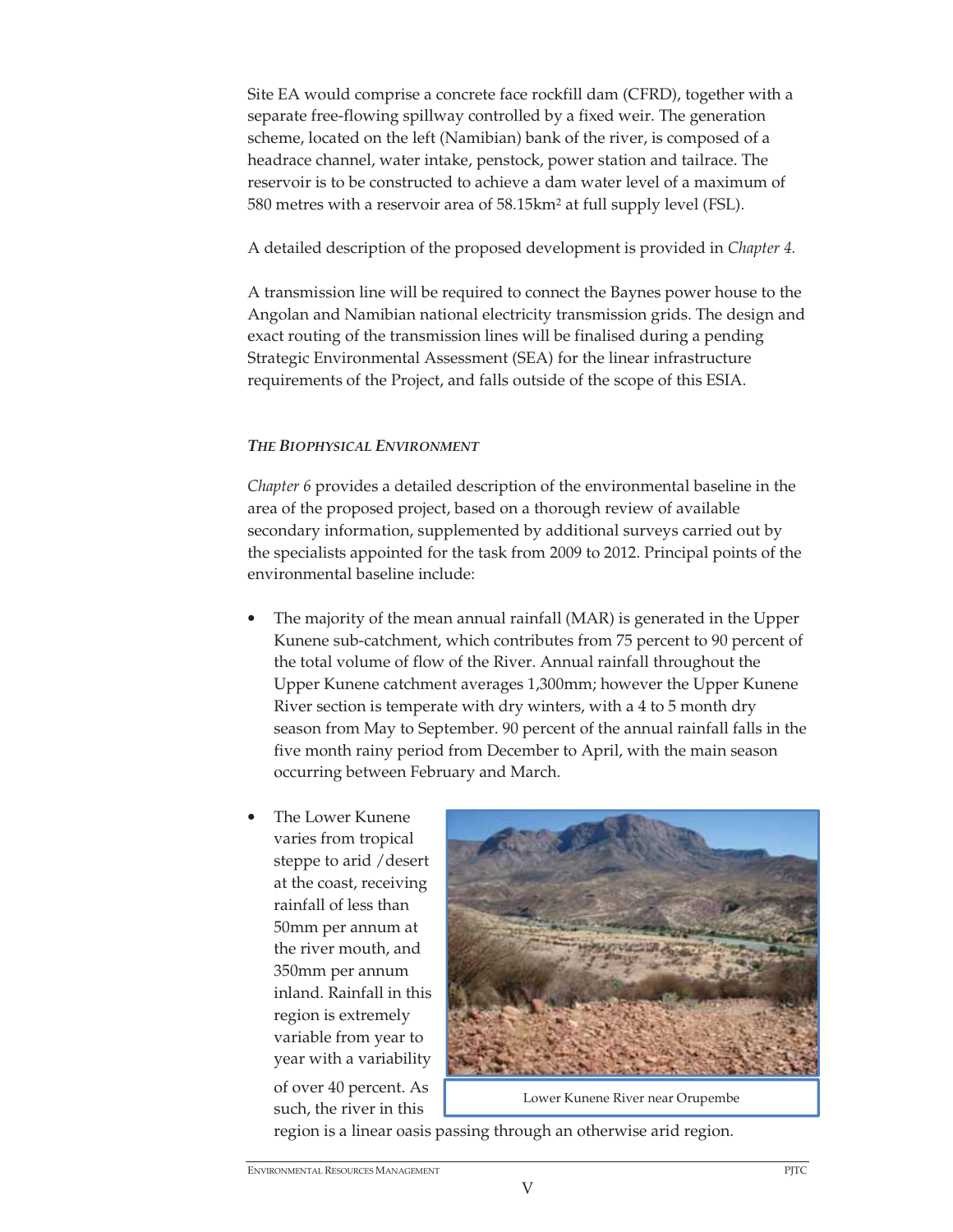Site EA would comprise a concrete face rockfill dam (CFRD), together with a separate free-flowing spillway controlled by a fixed weir. The generation scheme, located on the left (Namibian) bank of the river, is composed of a headrace channel, water intake, penstock, power station and tailrace. The reservoir is to be constructed to achieve a dam water level of a maximum of 580 metres with a reservoir area of 58.15km² at full supply level (FSL).

A detailed description of the proposed development is provided in *Chapter 4.*

A transmission line will be required to connect the Baynes power house to the Angolan and Namibian national electricity transmission grids. The design and exact routing of the transmission lines will be finalised during a pending Strategic Environmental Assessment (SEA) for the linear infrastructure requirements of the Project, and falls outside of the scope of this ESIA.

***THE BIOPHYSICAL ENVIRONMENT***

*Chapter 6* provides a detailed description of the environmental baseline in the area of the proposed project, based on a thorough review of available secondary information, supplemented by additional surveys carried out by the specialists appointed for the task from 2009 to 2012. Principal points of the environmental baseline include:

- The majority of the mean annual rainfall (MAR) is generated in the Upper Kunene sub-catchment, which contributes from 75 percent to 90 percent of the total volume of flow of the River. Annual rainfall throughout the Upper Kunene catchment averages 1,300mm; however the Upper Kunene River section is temperate with dry winters, with a 4 to 5 month dry season from May to September. 90 percent of the annual rainfall falls in the five month rainy period from December to April, with the main season occurring between February and March.

- The Lower Kunene varies from tropical steppe to arid /desert at the coast, receiving rainfall of less than 50mm per annum at the river mouth, and 350mm per annum inland. Rainfall in this region is extremely variable from year to year with a variability of over 40 percent. As such, the river in this region is a linear oasis passing through an otherwise arid region.

Lower Kunene River near Orupembe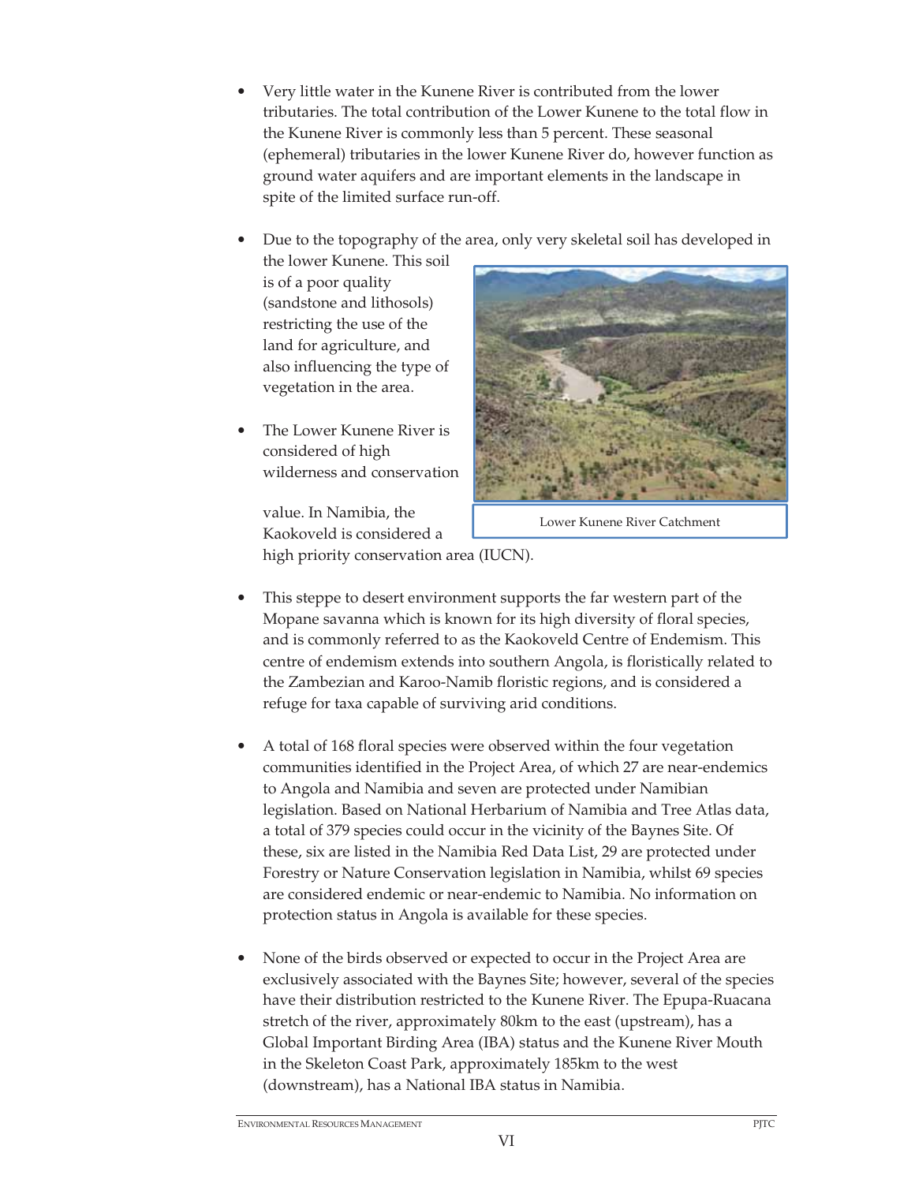- Very little water in the Kunene River is contributed from the lower tributaries. The total contribution of the Lower Kunene to the total flow in the Kunene River is commonly less than 5 percent. These seasonal (ephemeral) tributaries in the lower Kunene River do, however function as ground water aquifers and are important elements in the landscape in spite of the limited surface run-off.

- Due to the topography of the area, only very skeletal soil has developed in the lower Kunene. This soil is of a poor quality (sandstone and lithosols) restricting the use of the land for agriculture, and also influencing the type of vegetation in the area.

- The Lower Kunene River is considered of high wilderness and conservation value. In Namibia, the Kaokoveld is considered a high priority conservation area (IUCN).

Lower Kunene River Catchment

- This steppe to desert environment supports the far western part of the Mopane savanna which is known for its high diversity of floral species, and is commonly referred to as the Kaokoveld Centre of Endemism. This centre of endemism extends into southern Angola, is floristically related to the Zambezian and Karoo-Namib floristic regions, and is considered a refuge for taxa capable of surviving arid conditions.

- A total of 168 floral species were observed within the four vegetation communities identified in the Project Area, of which 27 are near-endemics to Angola and Namibia and seven are protected under Namibian legislation. Based on National Herbarium of Namibia and Tree Atlas data, a total of 379 species could occur in the vicinity of the Baynes Site. Of these, six are listed in the Namibia Red Data List, 29 are protected under Forestry or Nature Conservation legislation in Namibia, whilst 69 species are considered endemic or near-endemic to Namibia. No information on protection status in Angola is available for these species.

- None of the birds observed or expected to occur in the Project Area are exclusively associated with the Baynes Site; however, several of the species have their distribution restricted to the Kunene River. The Epupa-Ruacana stretch of the river, approximately 80km to the east (upstream), has a Global Important Birding Area (IBA) status and the Kunene River Mouth in the Skeleton Coast Park, approximately 185km to the west (downstream), has a National IBA status in Namibia.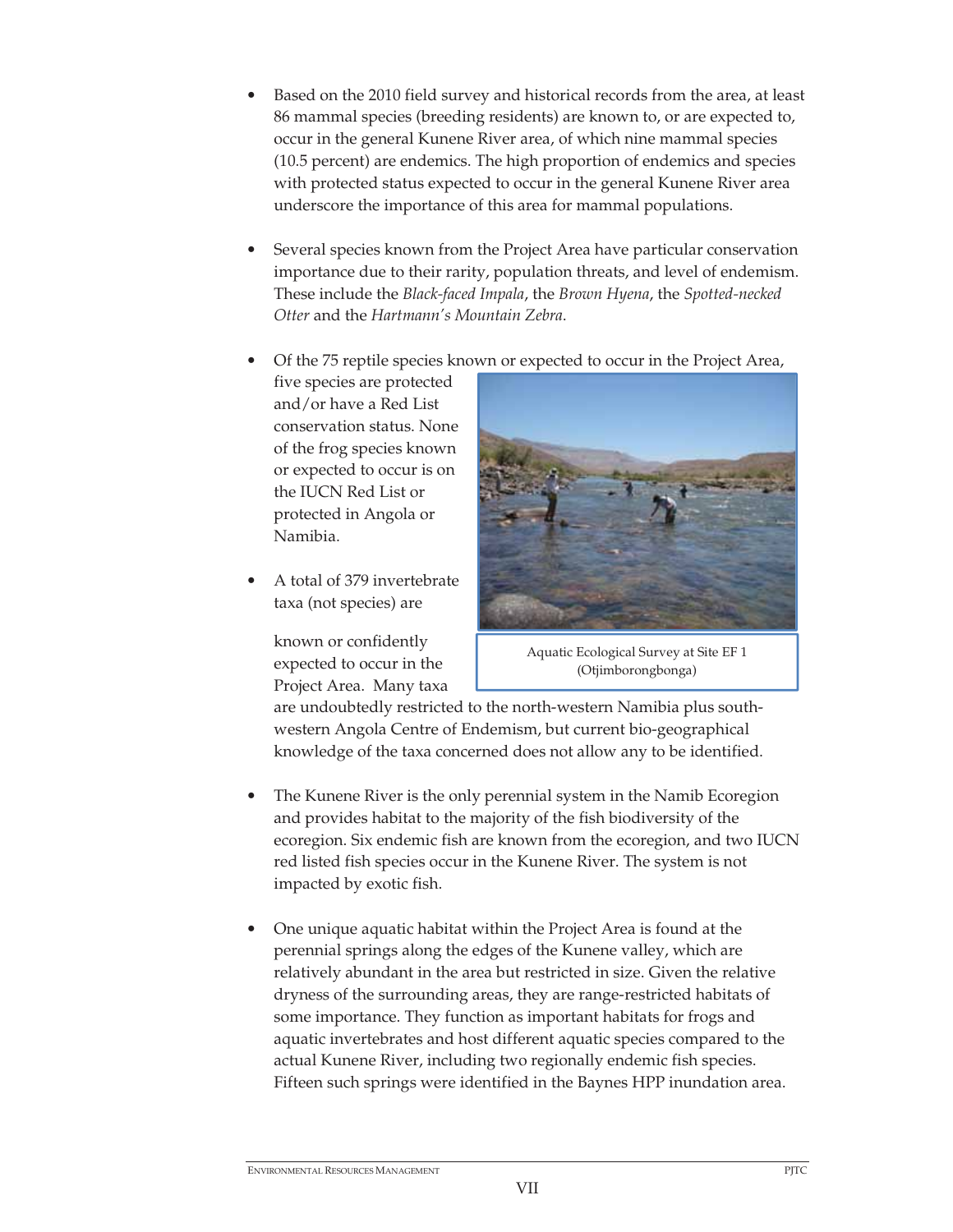- Based on the 2010 field survey and historical records from the area, at least 86 mammal species (breeding residents) are known to, or are expected to, occur in the general Kunene River area, of which nine mammal species (10.5 percent) are endemics. The high proportion of endemics and species with protected status expected to occur in the general Kunene River area underscore the importance of this area for mammal populations.

- Several species known from the Project Area have particular conservation importance due to their rarity, population threats, and level of endemism. These include the *Black-faced Impala*, the *Brown Hyena*, the *Spotted-necked Otter* and the *Hartmann's Mountain Zebra*.

- Of the 75 reptile species known or expected to occur in the Project Area, five species are protected and/or have a Red List conservation status. None of the frog species known or expected to occur is on the IUCN Red List or protected in Angola or Namibia.

- A total of 379 invertebrate taxa (not species) are known or confidently expected to occur in the Project Area. Many taxa are undoubtedly restricted to the north-western Namibia plus south-western Angola Centre of Endemism, but current bio-geographical knowledge of the taxa concerned does not allow any to be identified.

Aquatic Ecological Survey at Site EF 1 (Otjimborongbonga)

- The Kunene River is the only perennial system in the Namib Ecoregion and provides habitat to the majority of the fish biodiversity of the ecoregion. Six endemic fish are known from the ecoregion, and two IUCN red listed fish species occur in the Kunene River. The system is not impacted by exotic fish.

- One unique aquatic habitat within the Project Area is found at the perennial springs along the edges of the Kunene valley, which are relatively abundant in the area but restricted in size. Given the relative dryness of the surrounding areas, they are range-restricted habitats of some importance. They function as important habitats for frogs and aquatic invertebrates and host different aquatic species compared to the actual Kunene River, including two regionally endemic fish species. Fifteen such springs were identified in the Baynes HPP inundation area.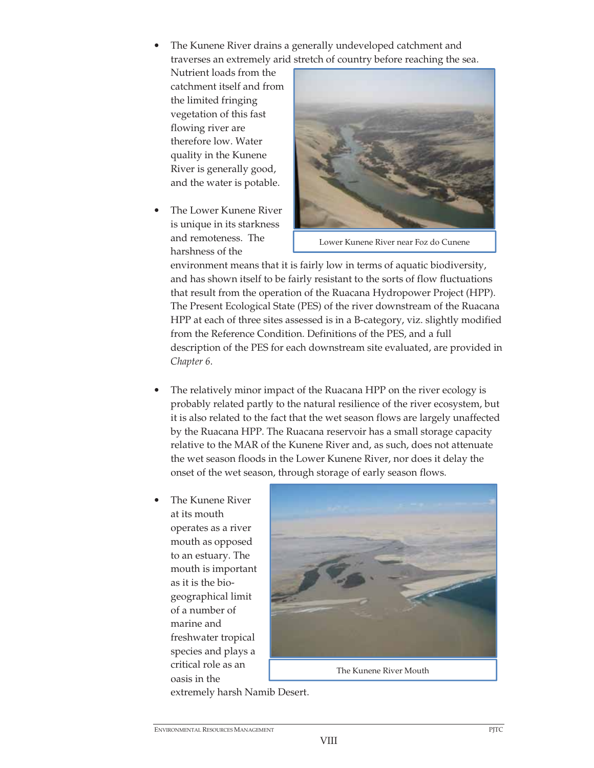- The Kunene River drains a generally undeveloped catchment and traverses an extremely arid stretch of country before reaching the sea. Nutrient loads from the catchment itself and from the limited fringing vegetation of this fast flowing river are therefore low. Water quality in the Kunene River is generally good, and the water is potable.

Lower Kunene River near Foz do Cunene

- The Lower Kunene River is unique in its starkness and remoteness. The harshness of the environment means that it is fairly low in terms of aquatic biodiversity, and has shown itself to be fairly resistant to the sorts of flow fluctuations that result from the operation of the Ruacana Hydropower Project (HPP). The Present Ecological State (PES) of the river downstream of the Ruacana HPP at each of three sites assessed is in a B-category, viz. slightly modified from the Reference Condition. Definitions of the PES, and a full description of the PES for each downstream site evaluated, are provided in *Chapter 6*.

- The relatively minor impact of the Ruacana HPP on the river ecology is probably related partly to the natural resilience of the river ecosystem, but it is also related to the fact that the wet season flows are largely unaffected by the Ruacana HPP. The Ruacana reservoir has a small storage capacity relative to the MAR of the Kunene River and, as such, does not attenuate the wet season floods in the Lower Kunene River, nor does it delay the onset of the wet season, through storage of early season flows.

- The Kunene River at its mouth operates as a river mouth as opposed to an estuary. The mouth is important as it is the bio-geographical limit of a number of marine and freshwater tropical species and plays a critical role as an oasis in the extremely harsh Namib Desert.

The Kunene River Mouth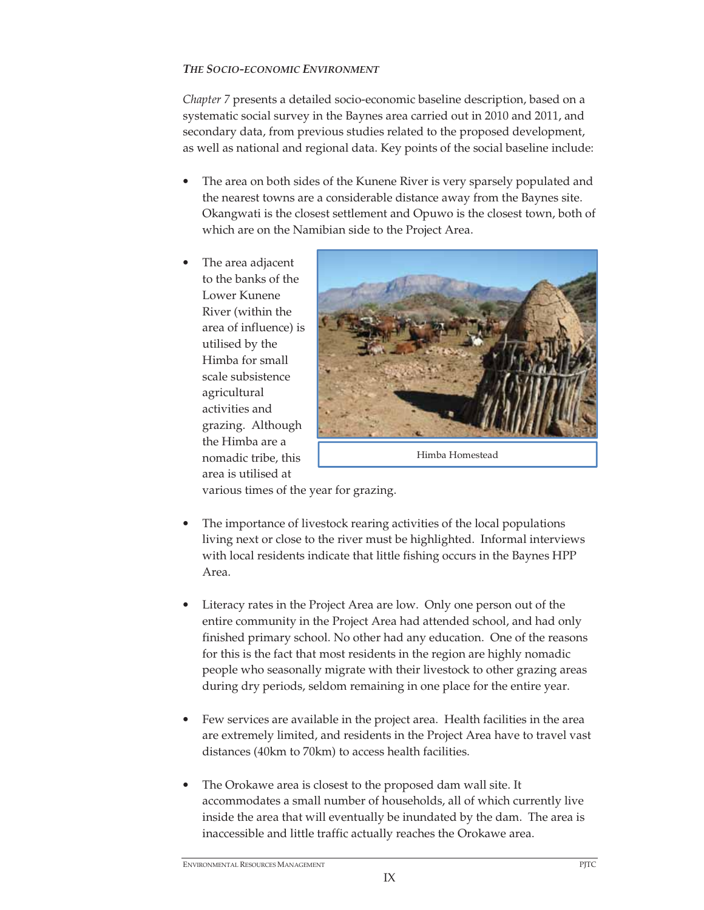*THE SOCIO-ECONOMIC ENVIRONMENT*

*Chapter 7* presents a detailed socio-economic baseline description, based on a systematic social survey in the Baynes area carried out in 2010 and 2011, and secondary data, from previous studies related to the proposed development, as well as national and regional data. Key points of the social baseline include:

- The area on both sides of the Kunene River is very sparsely populated and the nearest towns are a considerable distance away from the Baynes site. Okangwati is the closest settlement and Opuwo is the closest town, both of which are on the Namibian side to the Project Area.

- The area adjacent to the banks of the Lower Kunene River (within the area of influence) is utilised by the Himba for small scale subsistence agricultural activities and grazing. Although the Himba are a nomadic tribe, this area is utilised at various times of the year for grazing.

Himba Homestead

- The importance of livestock rearing activities of the local populations living next or close to the river must be highlighted. Informal interviews with local residents indicate that little fishing occurs in the Baynes HPP Area.

- Literacy rates in the Project Area are low. Only one person out of the entire community in the Project Area had attended school, and had only finished primary school. No other had any education. One of the reasons for this is the fact that most residents in the region are highly nomadic people who seasonally migrate with their livestock to other grazing areas during dry periods, seldom remaining in one place for the entire year.

- Few services are available in the project area. Health facilities in the area are extremely limited, and residents in the Project Area have to travel vast distances (40km to 70km) to access health facilities.

- The Orokawe area is closest to the proposed dam wall site. It accommodates a small number of households, all of which currently live inside the area that will eventually be inundated by the dam. The area is inaccessible and little traffic actually reaches the Orokawe area.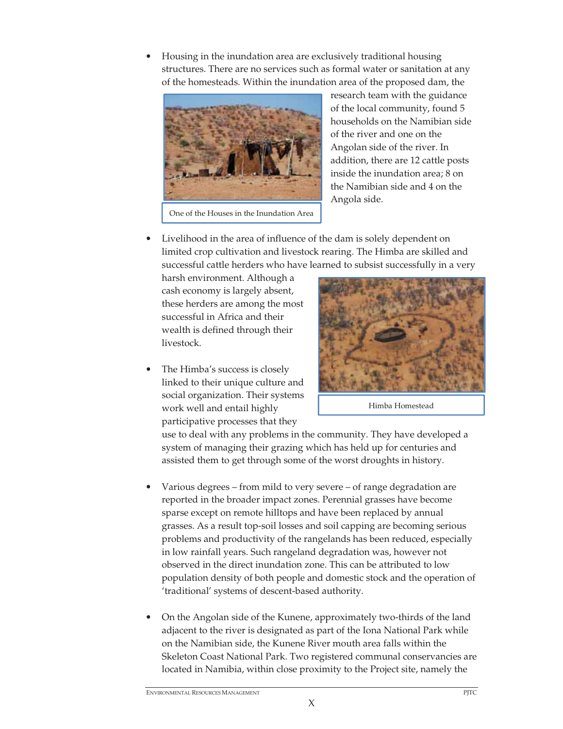- Housing in the inundation area are exclusively traditional housing structures. There are no services such as formal water or sanitation at any of the homesteads. Within the inundation area of the proposed dam, the research team with the guidance of the local community, found 5 households on the Namibian side of the river and one on the Angolan side of the river. In addition, there are 12 cattle posts inside the inundation area; 8 on the Namibian side and 4 on the Angola side.

One of the Houses in the Inundation Area

- Livelihood in the area of influence of the dam is solely dependent on limited crop cultivation and livestock rearing. The Himba are skilled and successful cattle herders who have learned to subsist successfully in a very harsh environment. Although a cash economy is largely absent, these herders are among the most successful in Africa and their wealth is defined through their livestock.

- The Himba's success is closely linked to their unique culture and social organization. Their systems work well and entail highly participative processes that they use to deal with any problems in the community. They have developed a system of managing their grazing which has held up for centuries and assisted them to get through some of the worst droughts in history.

Himba Homestead

- Various degrees – from mild to very severe – of range degradation are reported in the broader impact zones. Perennial grasses have become sparse except on remote hilltops and have been replaced by annual grasses. As a result top-soil losses and soil capping are becoming serious problems and productivity of the rangelands has been reduced, especially in low rainfall years. Such rangeland degradation was, however not observed in the direct inundation zone. This can be attributed to low population density of both people and domestic stock and the operation of 'traditional' systems of descent-based authority.

- On the Angolan side of the Kunene, approximately two-thirds of the land adjacent to the river is designated as part of the Iona National Park while on the Namibian side, the Kunene River mouth area falls within the Skeleton Coast National Park. Two registered communal conservancies are located in Namibia, within close proximity to the Project site, namely the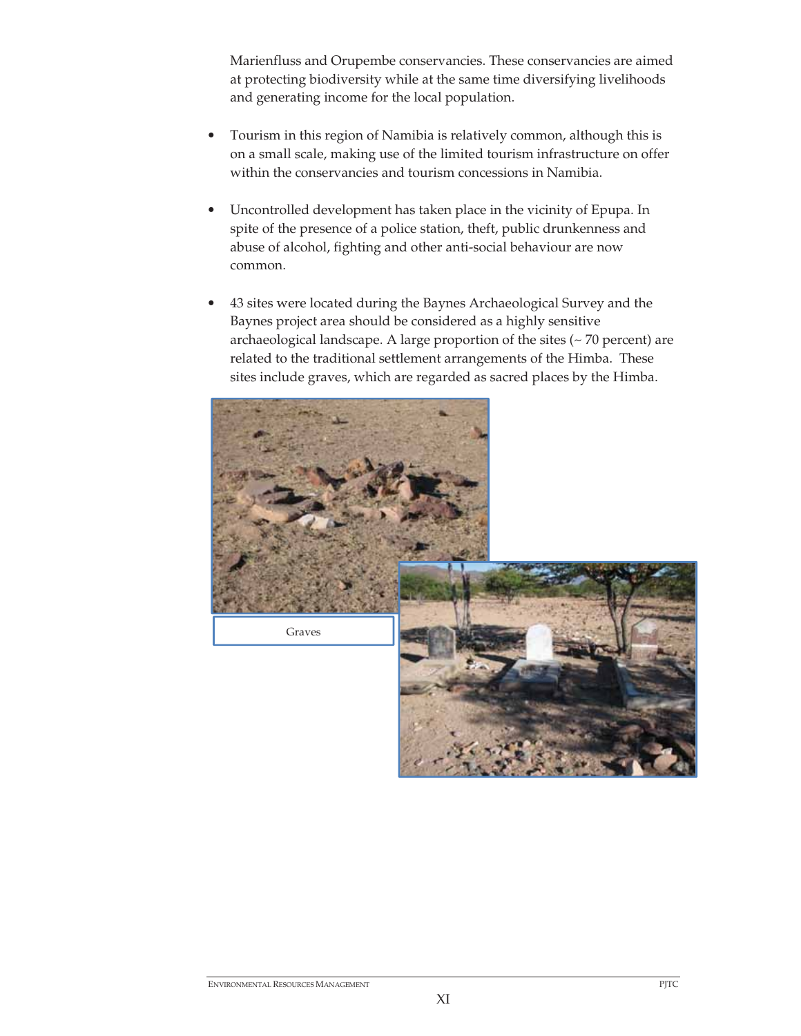Marienfluss and Orupembe conservancies. These conservancies are aimed at protecting biodiversity while at the same time diversifying livelihoods and generating income for the local population.

- Tourism in this region of Namibia is relatively common, although this is on a small scale, making use of the limited tourism infrastructure on offer within the conservancies and tourism concessions in Namibia.

- Uncontrolled development has taken place in the vicinity of Epupa. In spite of the presence of a police station, theft, public drunkenness and abuse of alcohol, fighting and other anti-social behaviour are now common.

- 43 sites were located during the Baynes Archaeological Survey and the Baynes project area should be considered as a highly sensitive archaeological landscape. A large proportion of the sites (~ 70 percent) are related to the traditional settlement arrangements of the Himba. These sites include graves, which are regarded as sacred places by the Himba.

Graves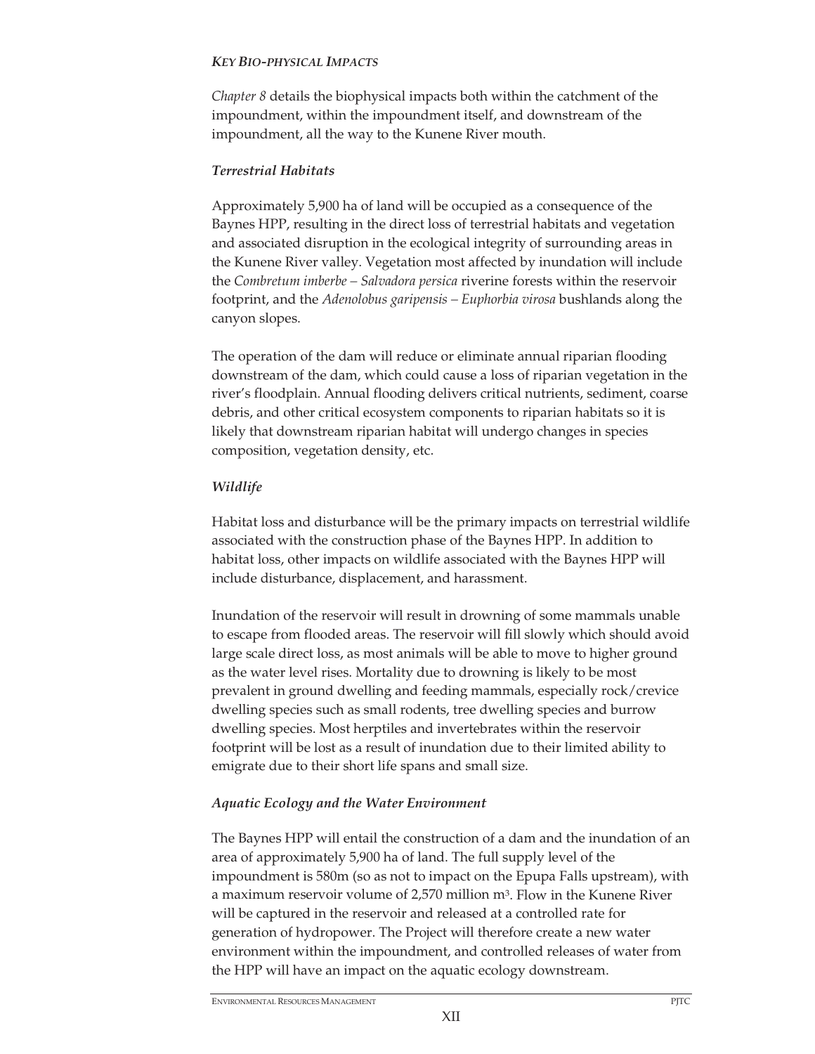***KEY BIO-PHYSICAL IMPACTS***

*Chapter 8* details the biophysical impacts both within the catchment of the impoundment, within the impoundment itself, and downstream of the impoundment, all the way to the Kunene River mouth.

***Terrestrial Habitats***

Approximately 5,900 ha of land will be occupied as a consequence of the Baynes HPP, resulting in the direct loss of terrestrial habitats and vegetation and associated disruption in the ecological integrity of surrounding areas in the Kunene River valley. Vegetation most affected by inundation will include the *Combretum imberbe – Salvadora persica* riverine forests within the reservoir footprint, and the *Adenolobus garipensis – Euphorbia virosa* bushlands along the canyon slopes.

The operation of the dam will reduce or eliminate annual riparian flooding downstream of the dam, which could cause a loss of riparian vegetation in the river's floodplain. Annual flooding delivers critical nutrients, sediment, coarse debris, and other critical ecosystem components to riparian habitats so it is likely that downstream riparian habitat will undergo changes in species composition, vegetation density, etc.

***Wildlife***

Habitat loss and disturbance will be the primary impacts on terrestrial wildlife associated with the construction phase of the Baynes HPP. In addition to habitat loss, other impacts on wildlife associated with the Baynes HPP will include disturbance, displacement, and harassment.

Inundation of the reservoir will result in drowning of some mammals unable to escape from flooded areas. The reservoir will fill slowly which should avoid large scale direct loss, as most animals will be able to move to higher ground as the water level rises. Mortality due to drowning is likely to be most prevalent in ground dwelling and feeding mammals, especially rock/crevice dwelling species such as small rodents, tree dwelling species and burrow dwelling species. Most herptiles and invertebrates within the reservoir footprint will be lost as a result of inundation due to their limited ability to emigrate due to their short life spans and small size.

***Aquatic Ecology and the Water Environment***

The Baynes HPP will entail the construction of a dam and the inundation of an area of approximately 5,900 ha of land. The full supply level of the impoundment is 580m (so as not to impact on the Epupa Falls upstream), with a maximum reservoir volume of 2,570 million $m^3$. Flow in the Kunene River will be captured in the reservoir and released at a controlled rate for generation of hydropower. The Project will therefore create a new water environment within the impoundment, and controlled releases of water from the HPP will have an impact on the aquatic ecology downstream.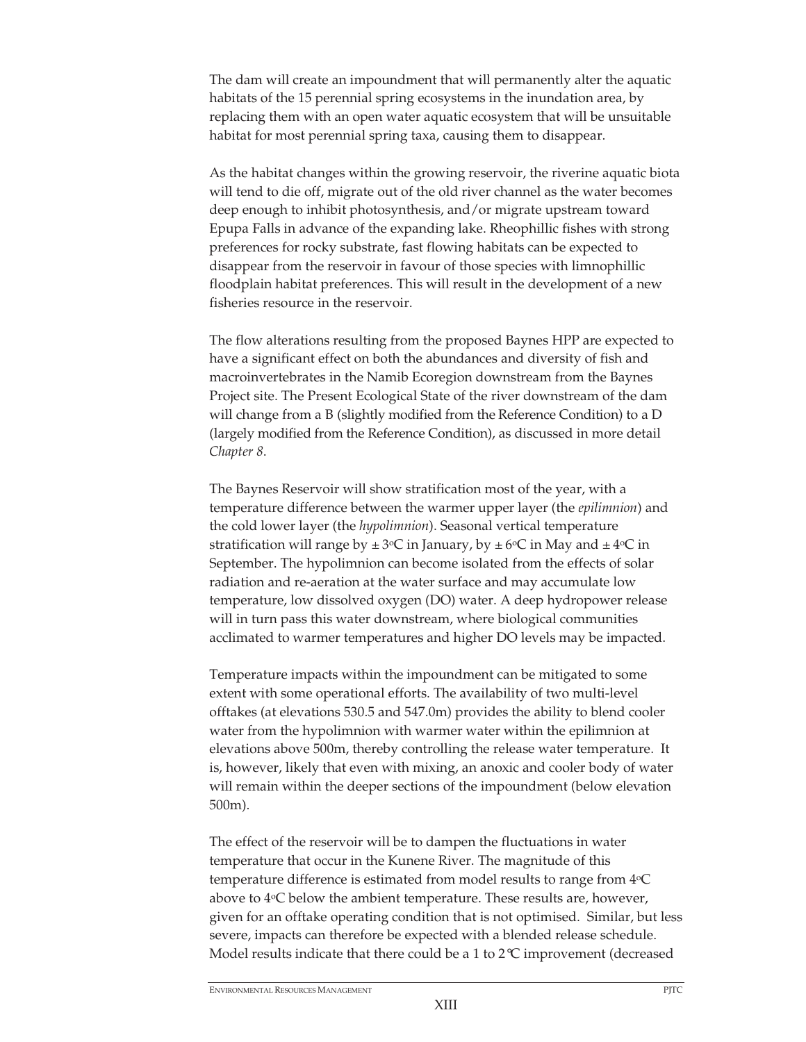The dam will create an impoundment that will permanently alter the aquatic habitats of the 15 perennial spring ecosystems in the inundation area, by replacing them with an open water aquatic ecosystem that will be unsuitable habitat for most perennial spring taxa, causing them to disappear.

As the habitat changes within the growing reservoir, the riverine aquatic biota will tend to die off, migrate out of the old river channel as the water becomes deep enough to inhibit photosynthesis, and/or migrate upstream toward Epupa Falls in advance of the expanding lake. Rheophillic fishes with strong preferences for rocky substrate, fast flowing habitats can be expected to disappear from the reservoir in favour of those species with limnophillic floodplain habitat preferences. This will result in the development of a new fisheries resource in the reservoir.

The flow alterations resulting from the proposed Baynes HPP are expected to have a significant effect on both the abundances and diversity of fish and macroinvertebrates in the Namib Ecoregion downstream from the Baynes Project site. The Present Ecological State of the river downstream of the dam will change from a B (slightly modified from the Reference Condition) to a D (largely modified from the Reference Condition), as discussed in more detail *Chapter 8*.

The Baynes Reservoir will show stratification most of the year, with a temperature difference between the warmer upper layer (the *epilimnion*) and the cold lower layer (the *hypolimnion*). Seasonal vertical temperature stratification will range by $\pm 3^{o}C$ in January, by $\pm 6^{o}C$ in May and $\pm 4^{o}C$ in September. The hypolimnion can become isolated from the effects of solar radiation and re-aeration at the water surface and may accumulate low temperature, low dissolved oxygen (DO) water. A deep hydropower release will in turn pass this water downstream, where biological communities acclimated to warmer temperatures and higher DO levels may be impacted.

Temperature impacts within the impoundment can be mitigated to some extent with some operational efforts. The availability of two multi-level offtakes (at elevations 530.5 and 547.0m) provides the ability to blend cooler water from the hypolimnion with warmer water within the epilimnion at elevations above 500m, thereby controlling the release water temperature. It is, however, likely that even with mixing, an anoxic and cooler body of water will remain within the deeper sections of the impoundment (below elevation 500m).

The effect of the reservoir will be to dampen the fluctuations in water temperature that occur in the Kunene River. The magnitude of this temperature difference is estimated from model results to range from $4^{o}C$ above to $4^{o}C$ below the ambient temperature. These results are, however, given for an offtake operating condition that is not optimised. Similar, but less severe, impacts can therefore be expected with a blended release schedule. Model results indicate that there could be a 1 to 2°C improvement (decreased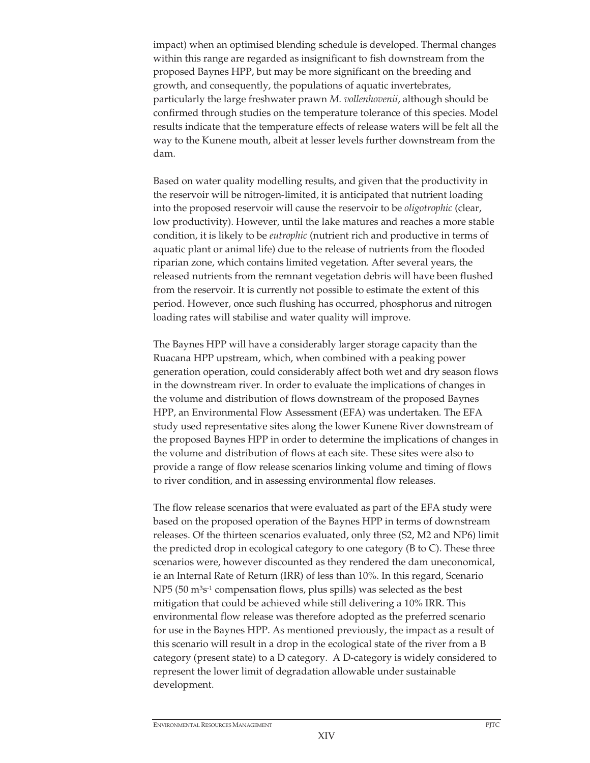impact) when an optimised blending schedule is developed. Thermal changes within this range are regarded as insignificant to fish downstream from the proposed Baynes HPP, but may be more significant on the breeding and growth, and consequently, the populations of aquatic invertebrates, particularly the large freshwater prawn *M. vollenhovenii*, although should be confirmed through studies on the temperature tolerance of this species. Model results indicate that the temperature effects of release waters will be felt all the way to the Kunene mouth, albeit at lesser levels further downstream from the dam.

Based on water quality modelling results, and given that the productivity in the reservoir will be nitrogen-limited, it is anticipated that nutrient loading into the proposed reservoir will cause the reservoir to be *oligotrophic* (clear, low productivity). However, until the lake matures and reaches a more stable condition, it is likely to be *eutrophic* (nutrient rich and productive in terms of aquatic plant or animal life) due to the release of nutrients from the flooded riparian zone, which contains limited vegetation. After several years, the released nutrients from the remnant vegetation debris will have been flushed from the reservoir. It is currently not possible to estimate the extent of this period. However, once such flushing has occurred, phosphorus and nitrogen loading rates will stabilise and water quality will improve.

The Baynes HPP will have a considerably larger storage capacity than the Ruacana HPP upstream, which, when combined with a peaking power generation operation, could considerably affect both wet and dry season flows in the downstream river. In order to evaluate the implications of changes in the volume and distribution of flows downstream of the proposed Baynes HPP, an Environmental Flow Assessment (EFA) was undertaken. The EFA study used representative sites along the lower Kunene River downstream of the proposed Baynes HPP in order to determine the implications of changes in the volume and distribution of flows at each site. These sites were also to provide a range of flow release scenarios linking volume and timing of flows to river condition, and in assessing environmental flow releases.

The flow release scenarios that were evaluated as part of the EFA study were based on the proposed operation of the Baynes HPP in terms of downstream releases. Of the thirteen scenarios evaluated, only three (S2, M2 and NP6) limit the predicted drop in ecological category to one category (B to C). These three scenarios were, however discounted as they rendered the dam uneconomical, ie an Internal Rate of Return (IRR) of less than 10%. In this regard, Scenario NP5 (50 $m^3s^{-1}$ compensation flows, plus spills) was selected as the best mitigation that could be achieved while still delivering a 10% IRR. This environmental flow release was therefore adopted as the preferred scenario for use in the Baynes HPP. As mentioned previously, the impact as a result of this scenario will result in a drop in the ecological state of the river from a B category (present state) to a D category. A D-category is widely considered to represent the lower limit of degradation allowable under sustainable development.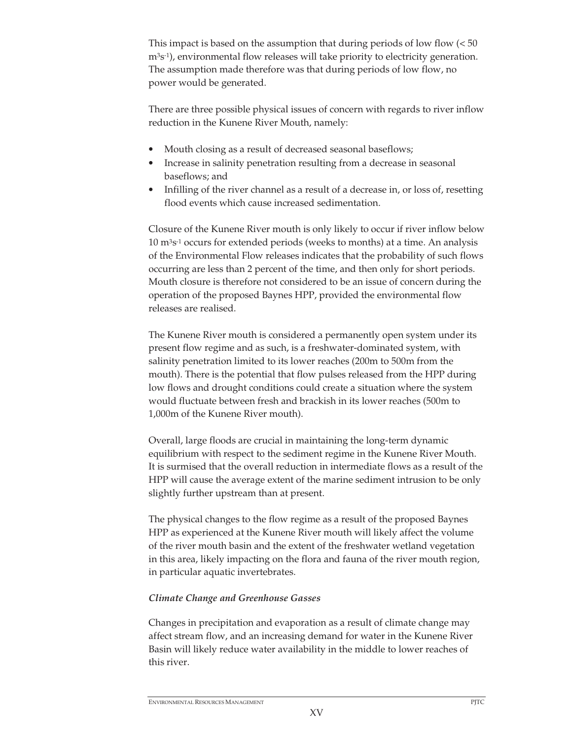This impact is based on the assumption that during periods of low flow (< 50 $m^3s^{-1}$), environmental flow releases will take priority to electricity generation. The assumption made therefore was that during periods of low flow, no power would be generated.

There are three possible physical issues of concern with regards to river inflow reduction in the Kunene River Mouth, namely:

- Mouth closing as a result of decreased seasonal baseflows;
- Increase in salinity penetration resulting from a decrease in seasonal baseflows; and
- Infilling of the river channel as a result of a decrease in, or loss of, resetting flood events which cause increased sedimentation.

Closure of the Kunene River mouth is only likely to occur if river inflow below 10 $m^3s^{-1}$ occurs for extended periods (weeks to months) at a time. An analysis of the Environmental Flow releases indicates that the probability of such flows occurring are less than 2 percent of the time, and then only for short periods. Mouth closure is therefore not considered to be an issue of concern during the operation of the proposed Baynes HPP, provided the environmental flow releases are realised.

The Kunene River mouth is considered a permanently open system under its present flow regime and as such, is a freshwater-dominated system, with salinity penetration limited to its lower reaches (200m to 500m from the mouth). There is the potential that flow pulses released from the HPP during low flows and drought conditions could create a situation where the system would fluctuate between fresh and brackish in its lower reaches (500m to 1,000m of the Kunene River mouth).

Overall, large floods are crucial in maintaining the long-term dynamic equilibrium with respect to the sediment regime in the Kunene River Mouth. It is surmised that the overall reduction in intermediate flows as a result of the HPP will cause the average extent of the marine sediment intrusion to be only slightly further upstream than at present.

The physical changes to the flow regime as a result of the proposed Baynes HPP as experienced at the Kunene River mouth will likely affect the volume of the river mouth basin and the extent of the freshwater wetland vegetation in this area, likely impacting on the flora and fauna of the river mouth region, in particular aquatic invertebrates.

***Climate Change and Greenhouse Gasses***

Changes in precipitation and evaporation as a result of climate change may affect stream flow, and an increasing demand for water in the Kunene River Basin will likely reduce water availability in the middle to lower reaches of this river.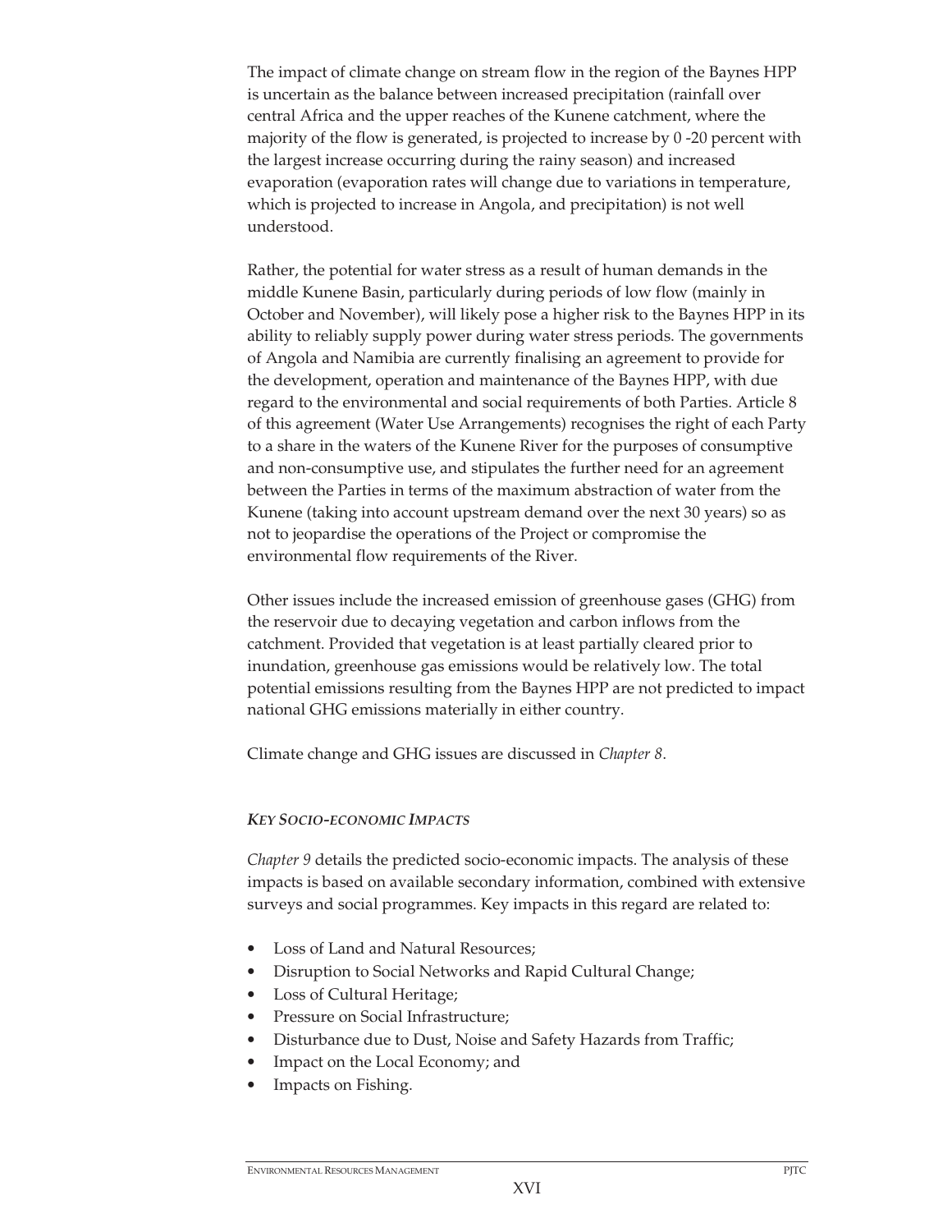The impact of climate change on stream flow in the region of the Baynes HPP is uncertain as the balance between increased precipitation (rainfall over central Africa and the upper reaches of the Kunene catchment, where the majority of the flow is generated, is projected to increase by 0 -20 percent with the largest increase occurring during the rainy season) and increased evaporation (evaporation rates will change due to variations in temperature, which is projected to increase in Angola, and precipitation) is not well understood.

Rather, the potential for water stress as a result of human demands in the middle Kunene Basin, particularly during periods of low flow (mainly in October and November), will likely pose a higher risk to the Baynes HPP in its ability to reliably supply power during water stress periods. The governments of Angola and Namibia are currently finalising an agreement to provide for the development, operation and maintenance of the Baynes HPP, with due regard to the environmental and social requirements of both Parties. Article 8 of this agreement (Water Use Arrangements) recognises the right of each Party to a share in the waters of the Kunene River for the purposes of consumptive and non-consumptive use, and stipulates the further need for an agreement between the Parties in terms of the maximum abstraction of water from the Kunene (taking into account upstream demand over the next 30 years) so as not to jeopardise the operations of the Project or compromise the environmental flow requirements of the River.

Other issues include the increased emission of greenhouse gases (GHG) from the reservoir due to decaying vegetation and carbon inflows from the catchment. Provided that vegetation is at least partially cleared prior to inundation, greenhouse gas emissions would be relatively low. The total potential emissions resulting from the Baynes HPP are not predicted to impact national GHG emissions materially in either country.

Climate change and GHG issues are discussed in *Chapter 8*.

### *KEY SOCIO-ECONOMIC IMPACTS*

*Chapter 9* details the predicted socio-economic impacts. The analysis of these impacts is based on available secondary information, combined with extensive surveys and social programmes. Key impacts in this regard are related to:

- Loss of Land and Natural Resources;
- Disruption to Social Networks and Rapid Cultural Change;
- Loss of Cultural Heritage;
- Pressure on Social Infrastructure;
- Disturbance due to Dust, Noise and Safety Hazards from Traffic;
- Impact on the Local Economy; and
- Impacts on Fishing.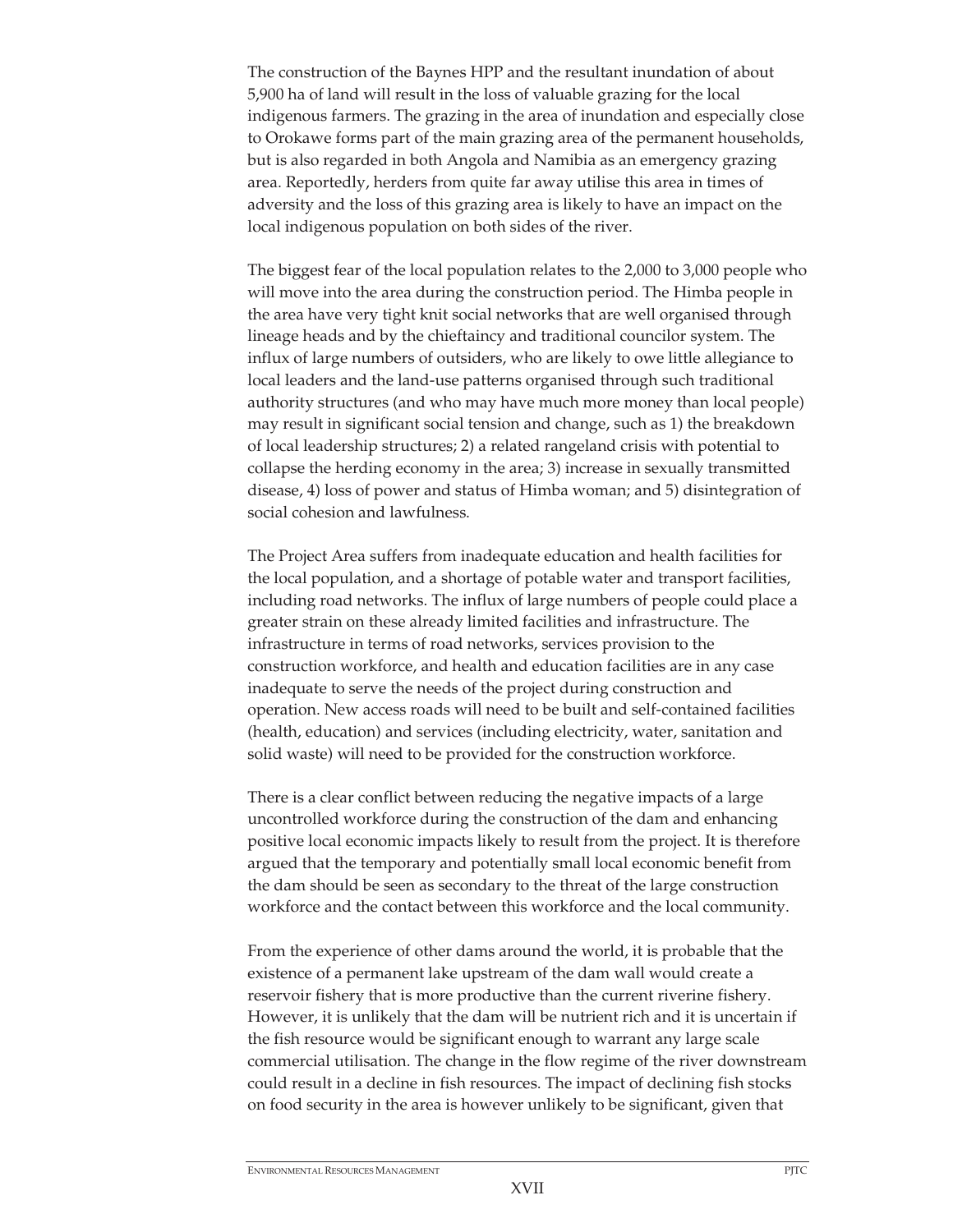The construction of the Baynes HPP and the resultant inundation of about 5,900 ha of land will result in the loss of valuable grazing for the local indigenous farmers. The grazing in the area of inundation and especially close to Orokawe forms part of the main grazing area of the permanent households, but is also regarded in both Angola and Namibia as an emergency grazing area. Reportedly, herders from quite far away utilise this area in times of adversity and the loss of this grazing area is likely to have an impact on the local indigenous population on both sides of the river.

The biggest fear of the local population relates to the 2,000 to 3,000 people who will move into the area during the construction period. The Himba people in the area have very tight knit social networks that are well organised through lineage heads and by the chieftaincy and traditional councilor system. The influx of large numbers of outsiders, who are likely to owe little allegiance to local leaders and the land-use patterns organised through such traditional authority structures (and who may have much more money than local people) may result in significant social tension and change, such as 1) the breakdown of local leadership structures; 2) a related rangeland crisis with potential to collapse the herding economy in the area; 3) increase in sexually transmitted disease, 4) loss of power and status of Himba woman; and 5) disintegration of social cohesion and lawfulness.

The Project Area suffers from inadequate education and health facilities for the local population, and a shortage of potable water and transport facilities, including road networks. The influx of large numbers of people could place a greater strain on these already limited facilities and infrastructure. The infrastructure in terms of road networks, services provision to the construction workforce, and health and education facilities are in any case inadequate to serve the needs of the project during construction and operation. New access roads will need to be built and self-contained facilities (health, education) and services (including electricity, water, sanitation and solid waste) will need to be provided for the construction workforce.

There is a clear conflict between reducing the negative impacts of a large uncontrolled workforce during the construction of the dam and enhancing positive local economic impacts likely to result from the project. It is therefore argued that the temporary and potentially small local economic benefit from the dam should be seen as secondary to the threat of the large construction workforce and the contact between this workforce and the local community.

From the experience of other dams around the world, it is probable that the existence of a permanent lake upstream of the dam wall would create a reservoir fishery that is more productive than the current riverine fishery. However, it is unlikely that the dam will be nutrient rich and it is uncertain if the fish resource would be significant enough to warrant any large scale commercial utilisation. The change in the flow regime of the river downstream could result in a decline in fish resources. The impact of declining fish stocks on food security in the area is however unlikely to be significant, given that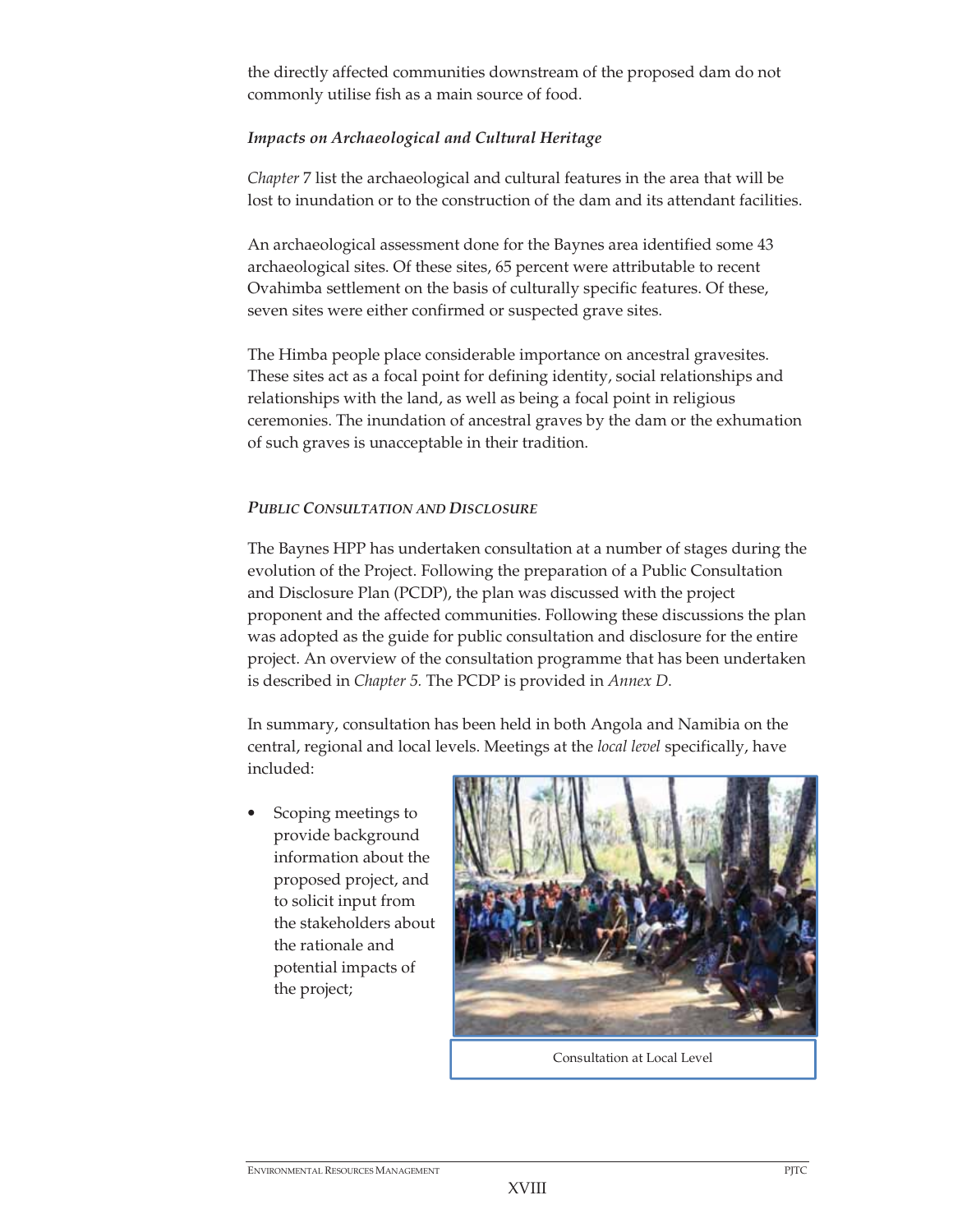the directly affected communities downstream of the proposed dam do not commonly utilise fish as a main source of food.

*Impacts on Archaeological and Cultural Heritage*

*Chapter* 7 list the archaeological and cultural features in the area that will be lost to inundation or to the construction of the dam and its attendant facilities.

An archaeological assessment done for the Baynes area identified some 43 archaeological sites. Of these sites, 65 percent were attributable to recent Ovahimba settlement on the basis of culturally specific features. Of these, seven sites were either confirmed or suspected grave sites.

The Himba people place considerable importance on ancestral gravesites. These sites act as a focal point for defining identity, social relationships and relationships with the land, as well as being a focal point in religious ceremonies. The inundation of ancestral graves by the dam or the exhumation of such graves is unacceptable in their tradition.

***PUBLIC CONSULTATION AND DISCLOSURE***

The Baynes HPP has undertaken consultation at a number of stages during the evolution of the Project. Following the preparation of a Public Consultation and Disclosure Plan (PCDP), the plan was discussed with the project proponent and the affected communities. Following these discussions the plan was adopted as the guide for public consultation and disclosure for the entire project. An overview of the consultation programme that has been undertaken is described in *Chapter 5.* The PCDP is provided in *Annex D*.

In summary, consultation has been held in both Angola and Namibia on the central, regional and local levels. Meetings at the *local level* specifically, have included:

- Scoping meetings to provide background information about the proposed project, and to solicit input from the stakeholders about the rationale and potential impacts of the project;

Consultation at Local Level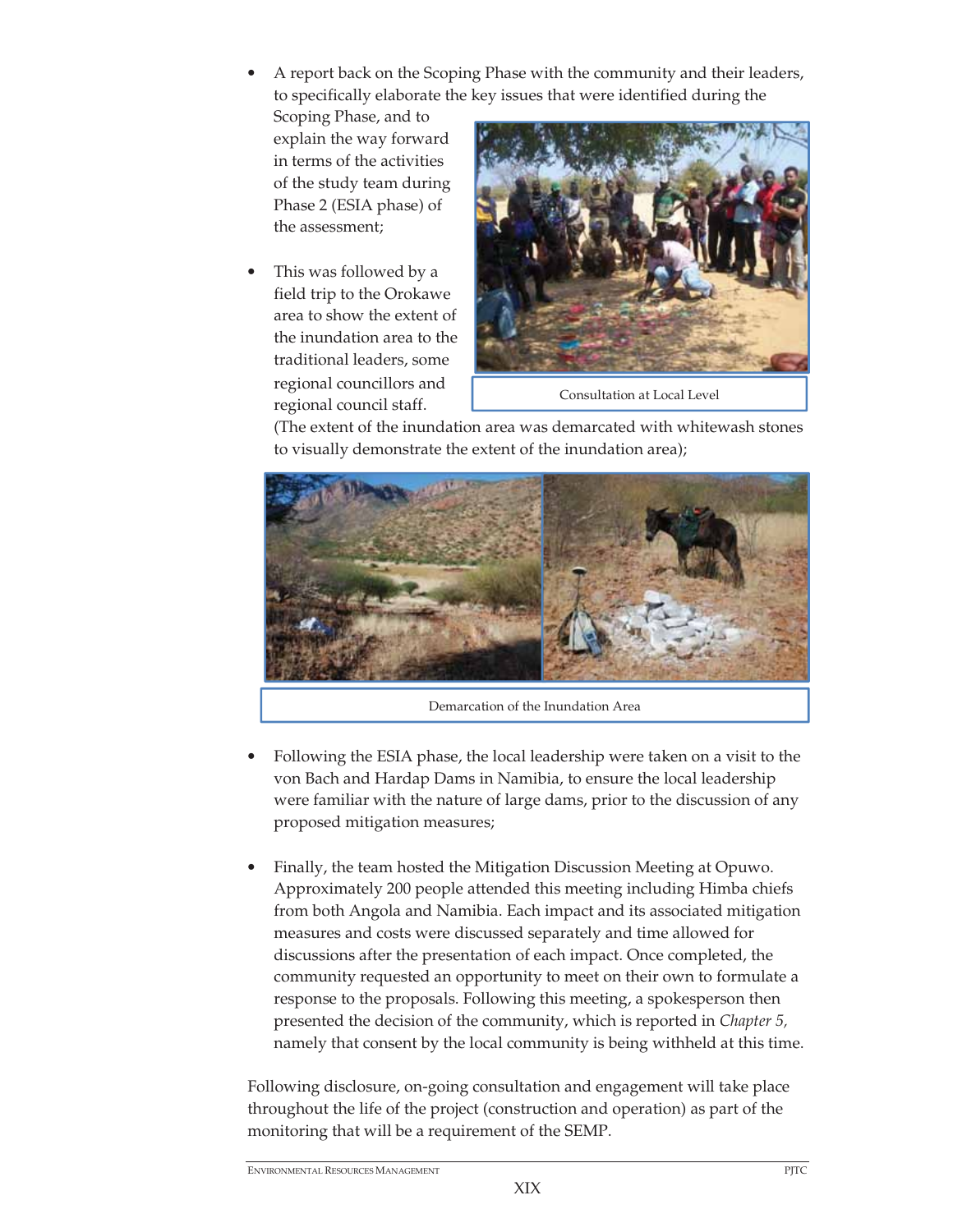- A report back on the Scoping Phase with the community and their leaders, to specifically elaborate the key issues that were identified during the Scoping Phase, and to explain the way forward in terms of the activities of the study team during Phase 2 (ESIA phase) of the assessment;

- This was followed by a field trip to the Orokawe area to show the extent of the inundation area to the traditional leaders, some regional councillors and regional council staff. (The extent of the inundation area was demarcated with whitewash stones to visually demonstrate the extent of the inundation area);

Consultation at Local Level

Demarcation of the Inundation Area

- Following the ESIA phase, the local leadership were taken on a visit to the von Bach and Hardap Dams in Namibia, to ensure the local leadership were familiar with the nature of large dams, prior to the discussion of any proposed mitigation measures;

- Finally, the team hosted the Mitigation Discussion Meeting at Opuwo. Approximately 200 people attended this meeting including Himba chiefs from both Angola and Namibia. Each impact and its associated mitigation measures and costs were discussed separately and time allowed for discussions after the presentation of each impact. Once completed, the community requested an opportunity to meet on their own to formulate a response to the proposals. Following this meeting, a spokesperson then presented the decision of the community, which is reported in *Chapter 5,* namely that consent by the local community is being withheld at this time.

Following disclosure, on-going consultation and engagement will take place throughout the life of the project (construction and operation) as part of the monitoring that will be a requirement of the SEMP.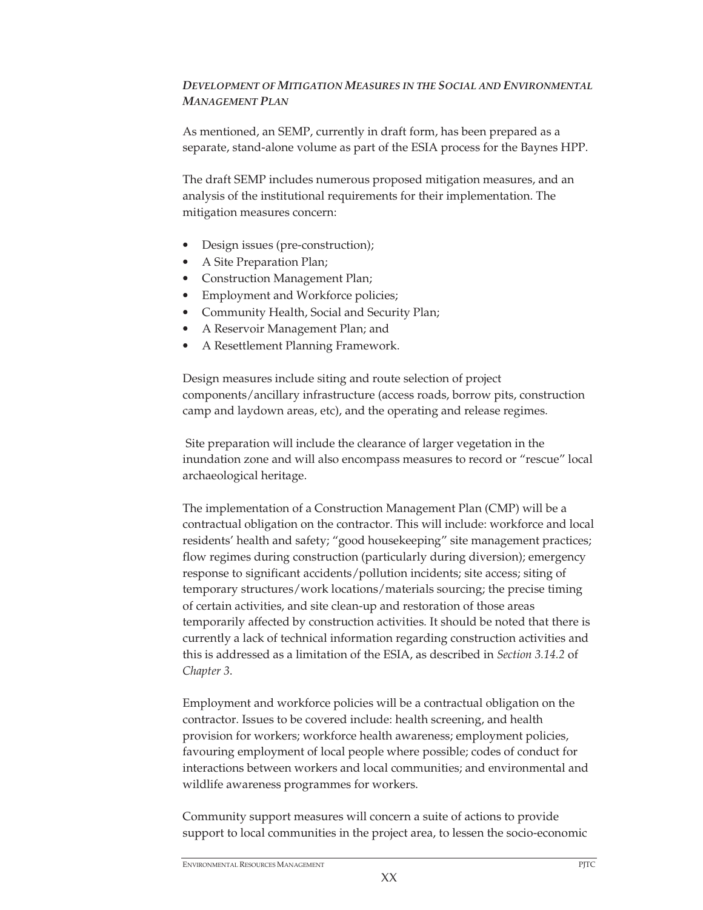### *Development of Mitigation Measures in the Social and Environmental Management Plan*

As mentioned, an SEMP, currently in draft form, has been prepared as a separate, stand-alone volume as part of the ESIA process for the Baynes HPP.

The draft SEMP includes numerous proposed mitigation measures, and an analysis of the institutional requirements for their implementation. The mitigation measures concern:

- Design issues (pre-construction);
- A Site Preparation Plan;
- Construction Management Plan;
- Employment and Workforce policies;
- Community Health, Social and Security Plan;
- A Reservoir Management Plan; and
- A Resettlement Planning Framework.

Design measures include siting and route selection of project components/ancillary infrastructure (access roads, borrow pits, construction camp and laydown areas, etc), and the operating and release regimes.

Site preparation will include the clearance of larger vegetation in the inundation zone and will also encompass measures to record or "rescue" local archaeological heritage.

The implementation of a Construction Management Plan (CMP) will be a contractual obligation on the contractor. This will include: workforce and local residents' health and safety; "good housekeeping" site management practices; flow regimes during construction (particularly during diversion); emergency response to significant accidents/pollution incidents; site access; siting of temporary structures/work locations/materials sourcing; the precise timing of certain activities, and site clean-up and restoration of those areas temporarily affected by construction activities. It should be noted that there is currently a lack of technical information regarding construction activities and this is addressed as a limitation of the ESIA, as described in *Section 3.14.2* of *Chapter 3*.

Employment and workforce policies will be a contractual obligation on the contractor. Issues to be covered include: health screening, and health provision for workers; workforce health awareness; employment policies, favouring employment of local people where possible; codes of conduct for interactions between workers and local communities; and environmental and wildlife awareness programmes for workers.

Community support measures will concern a suite of actions to provide support to local communities in the project area, to lessen the socio-economic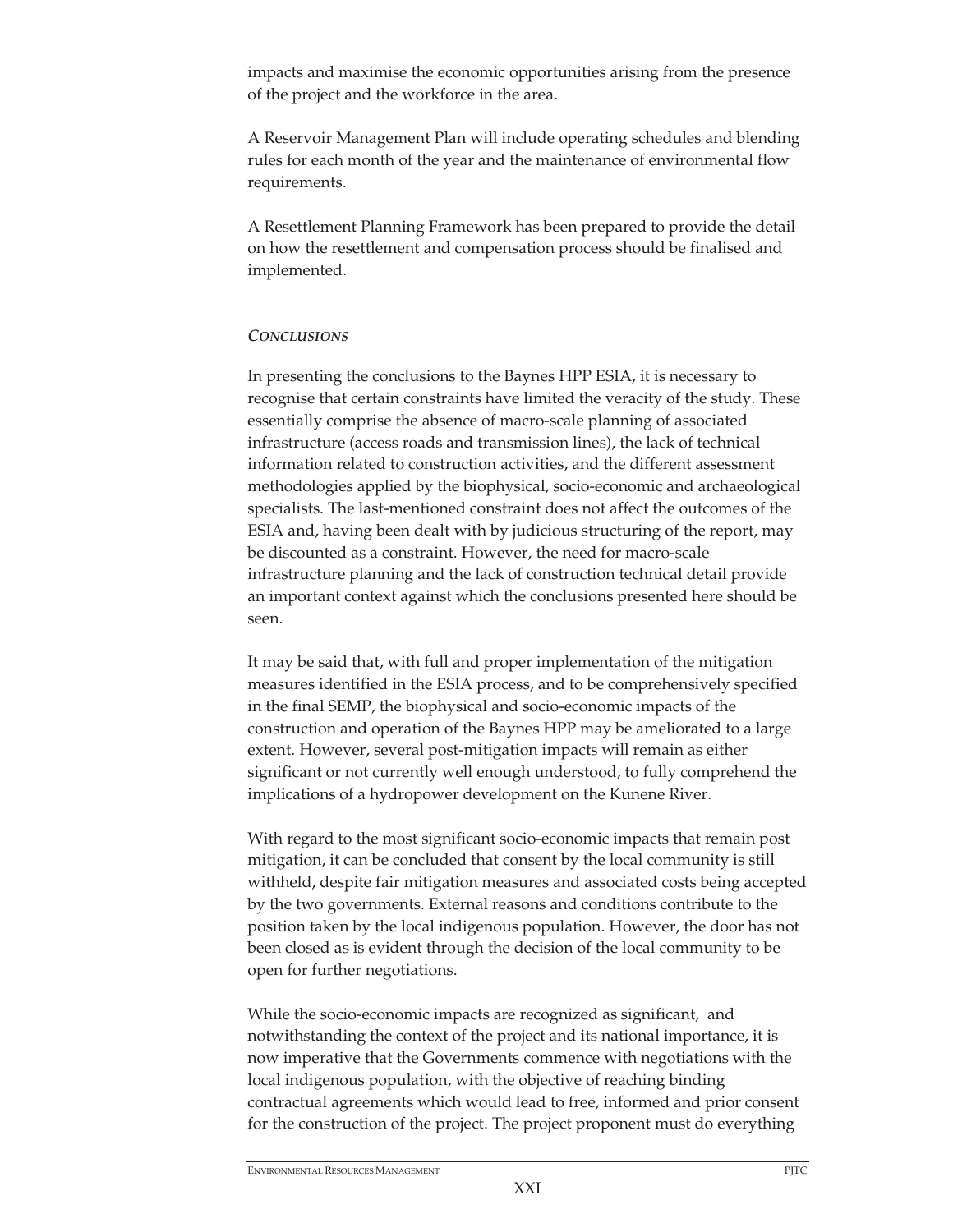impacts and maximise the economic opportunities arising from the presence of the project and the workforce in the area.

A Reservoir Management Plan will include operating schedules and blending rules for each month of the year and the maintenance of environmental flow requirements.

A Resettlement Planning Framework has been prepared to provide the detail on how the resettlement and compensation process should be finalised and implemented.

### *CONCLUSIONS*

In presenting the conclusions to the Baynes HPP ESIA, it is necessary to recognise that certain constraints have limited the veracity of the study. These essentially comprise the absence of macro-scale planning of associated infrastructure (access roads and transmission lines), the lack of technical information related to construction activities, and the different assessment methodologies applied by the biophysical, socio-economic and archaeological specialists. The last-mentioned constraint does not affect the outcomes of the ESIA and, having been dealt with by judicious structuring of the report, may be discounted as a constraint. However, the need for macro-scale infrastructure planning and the lack of construction technical detail provide an important context against which the conclusions presented here should be seen.

It may be said that, with full and proper implementation of the mitigation measures identified in the ESIA process, and to be comprehensively specified in the final SEMP, the biophysical and socio-economic impacts of the construction and operation of the Baynes HPP may be ameliorated to a large extent. However, several post-mitigation impacts will remain as either significant or not currently well enough understood, to fully comprehend the implications of a hydropower development on the Kunene River.

With regard to the most significant socio-economic impacts that remain post mitigation, it can be concluded that consent by the local community is still withheld, despite fair mitigation measures and associated costs being accepted by the two governments. External reasons and conditions contribute to the position taken by the local indigenous population. However, the door has not been closed as is evident through the decision of the local community to be open for further negotiations.

While the socio-economic impacts are recognized as significant, and notwithstanding the context of the project and its national importance, it is now imperative that the Governments commence with negotiations with the local indigenous population, with the objective of reaching binding contractual agreements which would lead to free, informed and prior consent for the construction of the project. The project proponent must do everything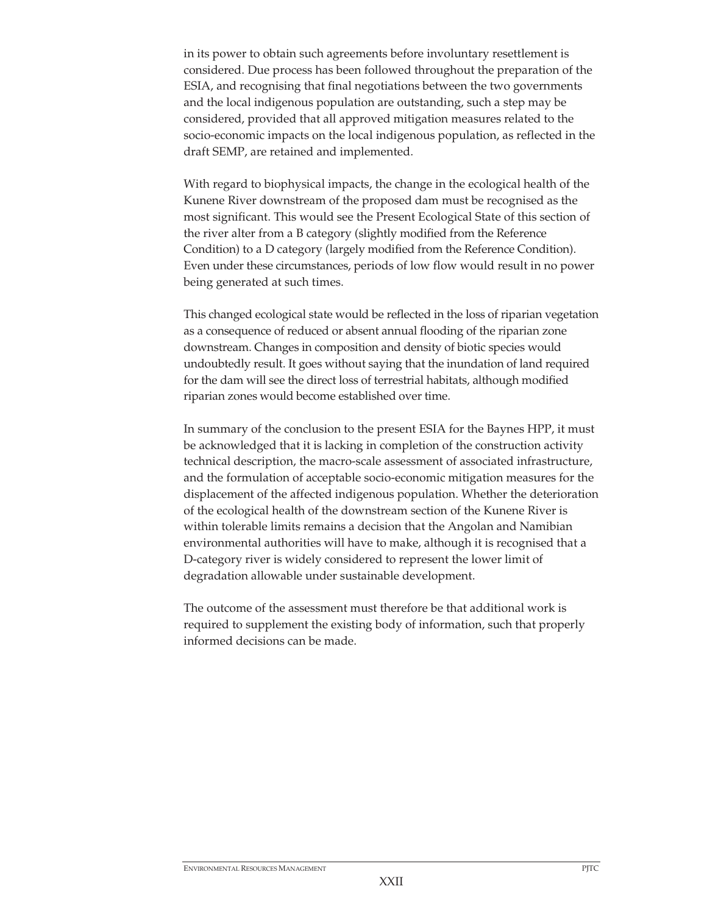in its power to obtain such agreements before involuntary resettlement is considered. Due process has been followed throughout the preparation of the ESIA, and recognising that final negotiations between the two governments and the local indigenous population are outstanding, such a step may be considered, provided that all approved mitigation measures related to the socio-economic impacts on the local indigenous population, as reflected in the draft SEMP, are retained and implemented.

With regard to biophysical impacts, the change in the ecological health of the Kunene River downstream of the proposed dam must be recognised as the most significant. This would see the Present Ecological State of this section of the river alter from a B category (slightly modified from the Reference Condition) to a D category (largely modified from the Reference Condition). Even under these circumstances, periods of low flow would result in no power being generated at such times.

This changed ecological state would be reflected in the loss of riparian vegetation as a consequence of reduced or absent annual flooding of the riparian zone downstream. Changes in composition and density of biotic species would undoubtedly result. It goes without saying that the inundation of land required for the dam will see the direct loss of terrestrial habitats, although modified riparian zones would become established over time.

In summary of the conclusion to the present ESIA for the Baynes HPP, it must be acknowledged that it is lacking in completion of the construction activity technical description, the macro-scale assessment of associated infrastructure, and the formulation of acceptable socio-economic mitigation measures for the displacement of the affected indigenous population. Whether the deterioration of the ecological health of the downstream section of the Kunene River is within tolerable limits remains a decision that the Angolan and Namibian environmental authorities will have to make, although it is recognised that a D-category river is widely considered to represent the lower limit of degradation allowable under sustainable development.

The outcome of the assessment must therefore be that additional work is required to supplement the existing body of information, such that properly informed decisions can be made.